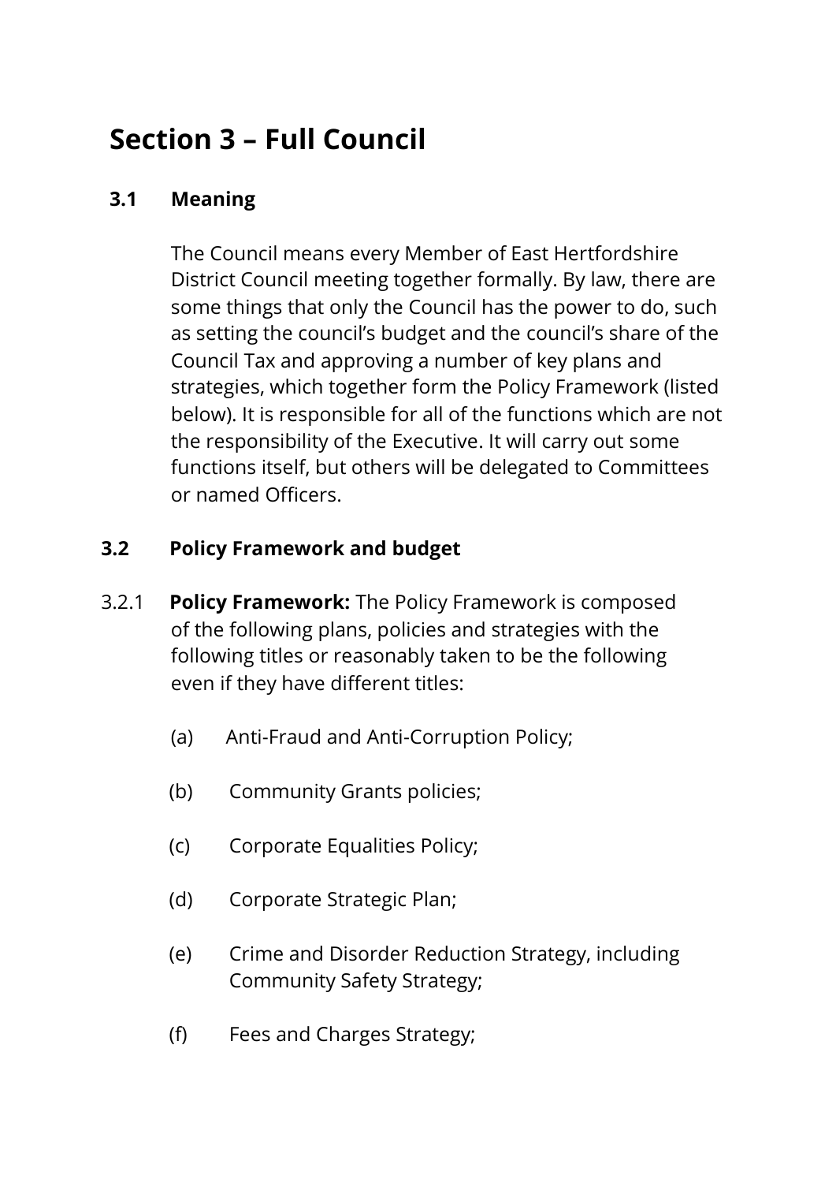# Section 3 – Full Council

## 3.1 Meaning

The Council means every Member of East Hertfordshire District Council meeting together formally. By law, there are some things that only the Council has the power to do, such as setting the council's budget and the council's share of the Council Tax and approving a number of key plans and strategies, which together form the Policy Framework (listed below). It is responsible for all of the functions which are not the responsibility of the Executive. It will carry out some functions itself, but others will be delegated to Committees or named Officers.

## 3.2 Policy Framework and budget

3.2.1 **Policy Framework:** The Policy Framework is composed of the following plans, policies and strategies with the following titles or reasonably taken to be the following even if they have different titles:

(a) Anti-Fraud and Anti-Corruption Policy;

(b) Community Grants policies;

(c) Corporate Equalities Policy;

(d) Corporate Strategic Plan;

(e) Crime and Disorder Reduction Strategy, including Community Safety Strategy;

(f) Fees and Charges Strategy;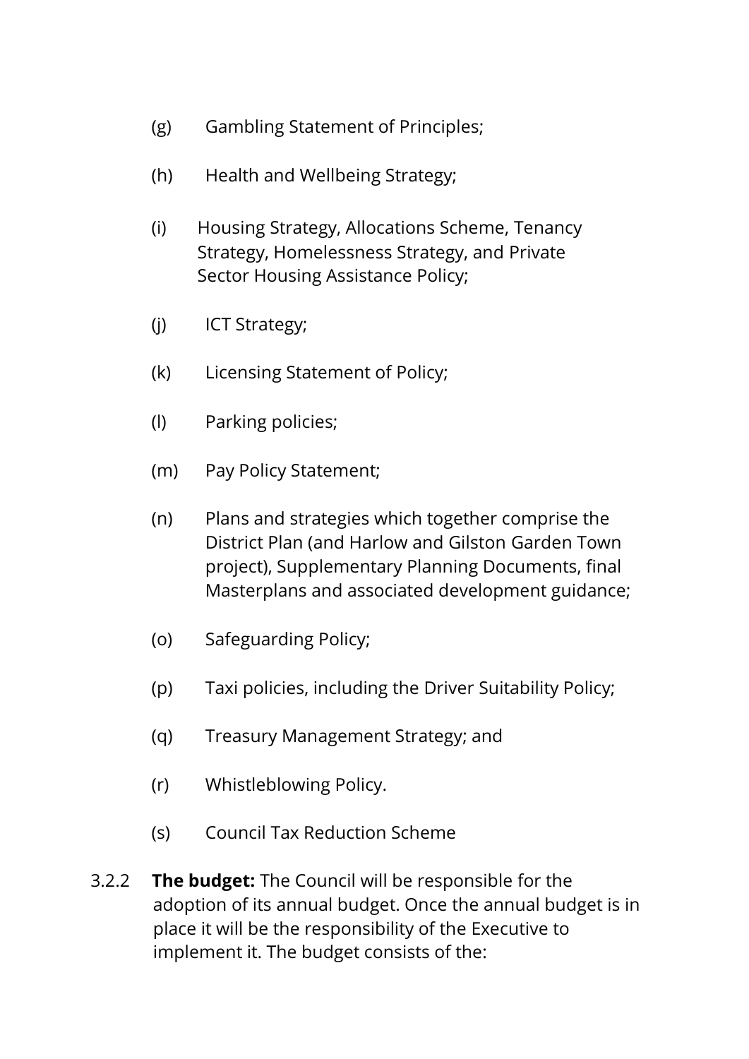(g) Gambling Statement of Principles;

(h) Health and Wellbeing Strategy;

(i) Housing Strategy, Allocations Scheme, Tenancy Strategy, Homelessness Strategy, and Private Sector Housing Assistance Policy;

(j) ICT Strategy;

(k) Licensing Statement of Policy;

(l) Parking policies;

(m) Pay Policy Statement;

(n) Plans and strategies which together comprise the District Plan (and Harlow and Gilston Garden Town project), Supplementary Planning Documents, final Masterplans and associated development guidance;

(o) Safeguarding Policy;

(p) Taxi policies, including the Driver Suitability Policy;

(q) Treasury Management Strategy; and

(r) Whistleblowing Policy.

(s) Council Tax Reduction Scheme

3.2.2 **The budget:** The Council will be responsible for the adoption of its annual budget. Once the annual budget is in place it will be the responsibility of the Executive to implement it. The budget consists of the: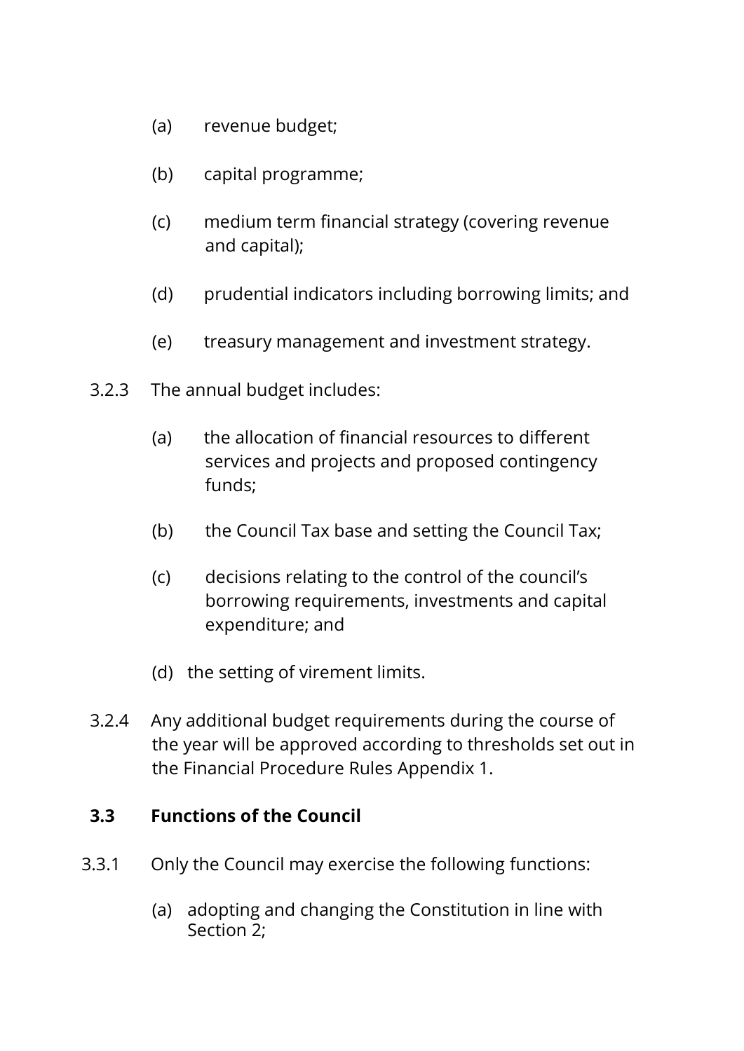(a) revenue budget;

(b) capital programme;

(c) medium term financial strategy (covering revenue and capital);

(d) prudential indicators including borrowing limits; and

(e) treasury management and investment strategy.

3.2.3 The annual budget includes:

(a) the allocation of financial resources to different services and projects and proposed contingency funds;

(b) the Council Tax base and setting the Council Tax;

(c) decisions relating to the control of the council's borrowing requirements, investments and capital expenditure; and

(d) the setting of virement limits.

3.2.4 Any additional budget requirements during the course of the year will be approved according to thresholds set out in the Financial Procedure Rules Appendix 1.

### 3.3 Functions of the Council

3.3.1 Only the Council may exercise the following functions:

(a) adopting and changing the Constitution in line with Section 2;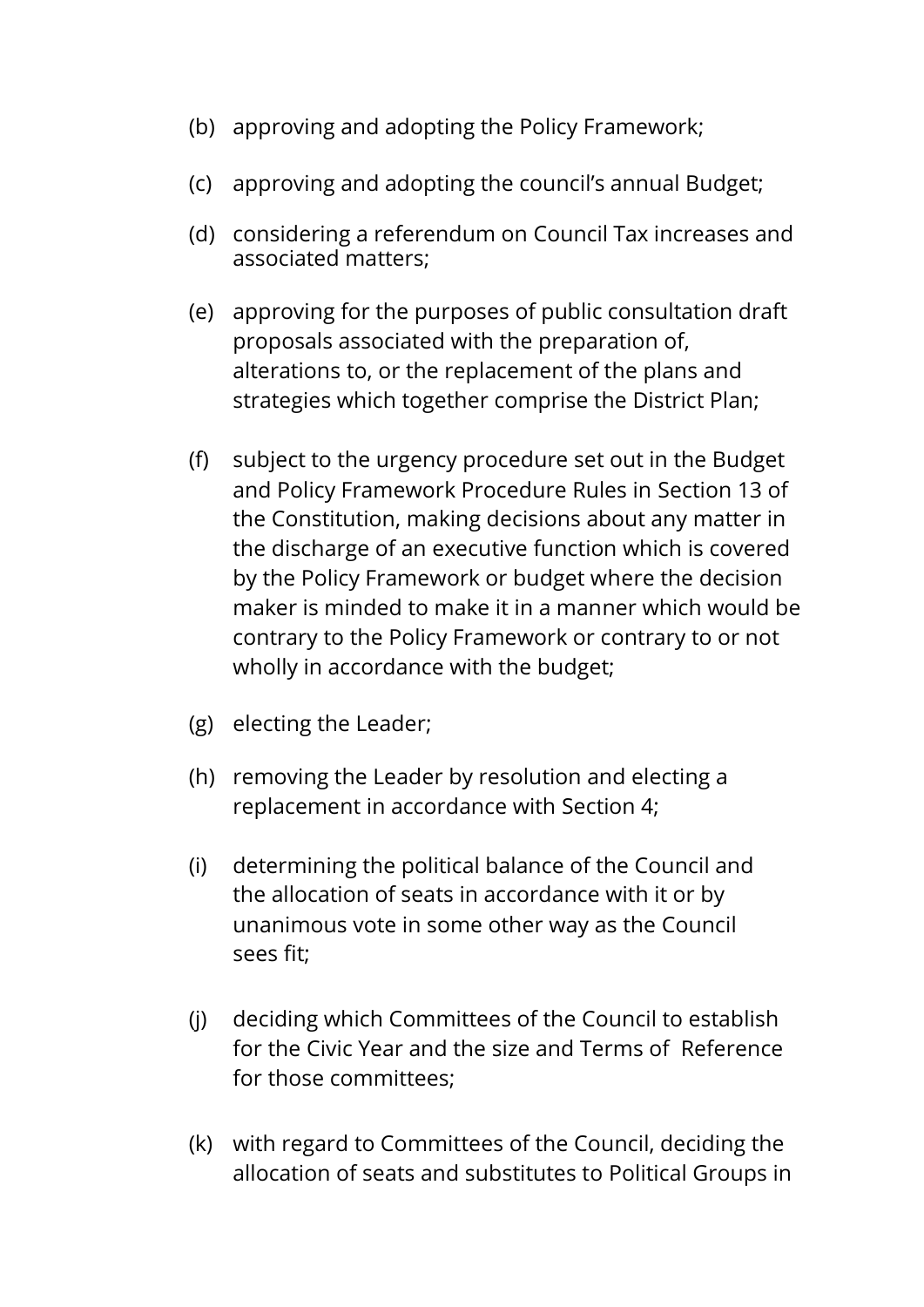(b) approving and adopting the Policy Framework;

(c) approving and adopting the council's annual Budget;

(d) considering a referendum on Council Tax increases and associated matters;

(e) approving for the purposes of public consultation draft proposals associated with the preparation of, alterations to, or the replacement of the plans and strategies which together comprise the District Plan;

(f) subject to the urgency procedure set out in the Budget and Policy Framework Procedure Rules in Section 13 of the Constitution, making decisions about any matter in the discharge of an executive function which is covered by the Policy Framework or budget where the decision maker is minded to make it in a manner which would be contrary to the Policy Framework or contrary to or not wholly in accordance with the budget;

(g) electing the Leader;

(h) removing the Leader by resolution and electing a replacement in accordance with Section 4;

(i) determining the political balance of the Council and the allocation of seats in accordance with it or by unanimous vote in some other way as the Council sees fit;

(j) deciding which Committees of the Council to establish for the Civic Year and the size and Terms of Reference for those committees;

(k) with regard to Committees of the Council, deciding the allocation of seats and substitutes to Political Groups in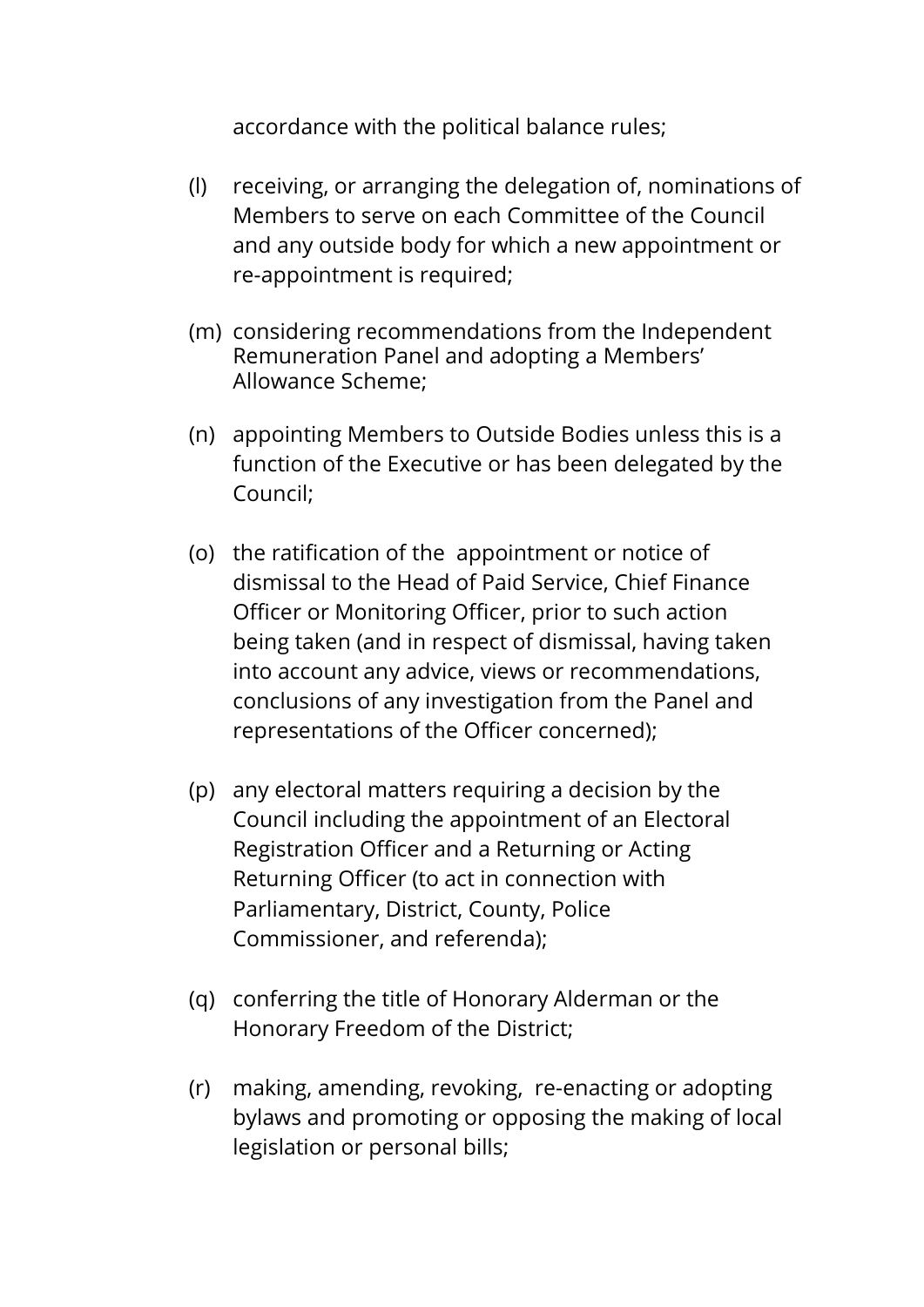accordance with the political balance rules;

(l) receiving, or arranging the delegation of, nominations of Members to serve on each Committee of the Council and any outside body for which a new appointment or re-appointment is required;

(m) considering recommendations from the Independent Remuneration Panel and adopting a Members' Allowance Scheme;

(n) appointing Members to Outside Bodies unless this is a function of the Executive or has been delegated by the Council;

(o) the ratification of the appointment or notice of dismissal to the Head of Paid Service, Chief Finance Officer or Monitoring Officer, prior to such action being taken (and in respect of dismissal, having taken into account any advice, views or recommendations, conclusions of any investigation from the Panel and representations of the Officer concerned);

(p) any electoral matters requiring a decision by the Council including the appointment of an Electoral Registration Officer and a Returning or Acting Returning Officer (to act in connection with Parliamentary, District, County, Police Commissioner, and referenda);

(q) conferring the title of Honorary Alderman or the Honorary Freedom of the District;

(r) making, amending, revoking, re-enacting or adopting bylaws and promoting or opposing the making of local legislation or personal bills;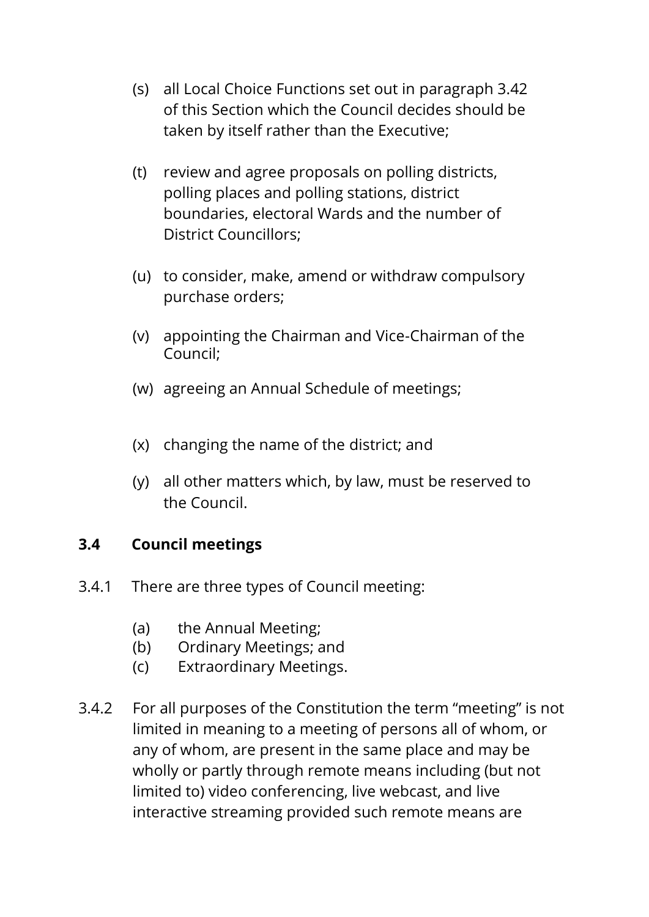(s) all Local Choice Functions set out in paragraph 3.42 of this Section which the Council decides should be taken by itself rather than the Executive;

(t) review and agree proposals on polling districts, polling places and polling stations, district boundaries, electoral Wards and the number of District Councillors;

(u) to consider, make, amend or withdraw compulsory purchase orders;

(v) appointing the Chairman and Vice-Chairman of the Council;

(w) agreeing an Annual Schedule of meetings;

(x) changing the name of the district; and

(y) all other matters which, by law, must be reserved to the Council.

### 3.4 Council meetings

3.4.1 There are three types of Council meeting:

(a) the Annual Meeting;
(b) Ordinary Meetings; and
(c) Extraordinary Meetings.

3.4.2 For all purposes of the Constitution the term "meeting" is not limited in meaning to a meeting of persons all of whom, or any of whom, are present in the same place and may be wholly or partly through remote means including (but not limited to) video conferencing, live webcast, and live interactive streaming provided such remote means are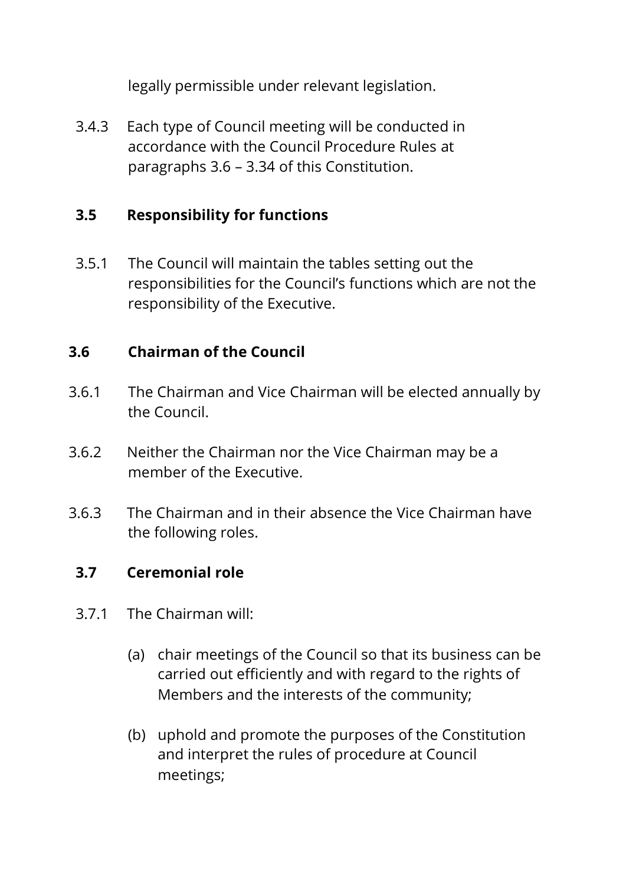legally permissible under relevant legislation.

3.4.3 Each type of Council meeting will be conducted in accordance with the Council Procedure Rules at paragraphs 3.6 – 3.34 of this Constitution.

### 3.5 Responsibility for functions

3.5.1 The Council will maintain the tables setting out the responsibilities for the Council's functions which are not the responsibility of the Executive.

### 3.6 Chairman of the Council

3.6.1 The Chairman and Vice Chairman will be elected annually by the Council.

3.6.2 Neither the Chairman nor the Vice Chairman may be a member of the Executive.

3.6.3 The Chairman and in their absence the Vice Chairman have the following roles.

### 3.7 Ceremonial role

3.7.1 The Chairman will:

(a) chair meetings of the Council so that its business can be carried out efficiently and with regard to the rights of Members and the interests of the community;

(b) uphold and promote the purposes of the Constitution and interpret the rules of procedure at Council meetings;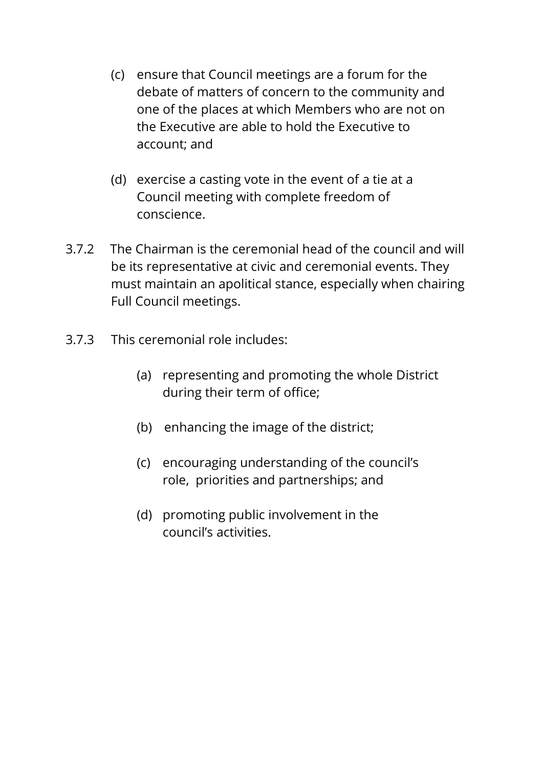(c) ensure that Council meetings are a forum for the debate of matters of concern to the community and one of the places at which Members who are not on the Executive are able to hold the Executive to account; and

(d) exercise a casting vote in the event of a tie at a Council meeting with complete freedom of conscience.

3.7.2 The Chairman is the ceremonial head of the council and will be its representative at civic and ceremonial events. They must maintain an apolitical stance, especially when chairing Full Council meetings.

3.7.3 This ceremonial role includes:

(a) representing and promoting the whole District during their term of office;

(b) enhancing the image of the district;

(c) encouraging understanding of the council's role, priorities and partnerships; and

(d) promoting public involvement in the council's activities.